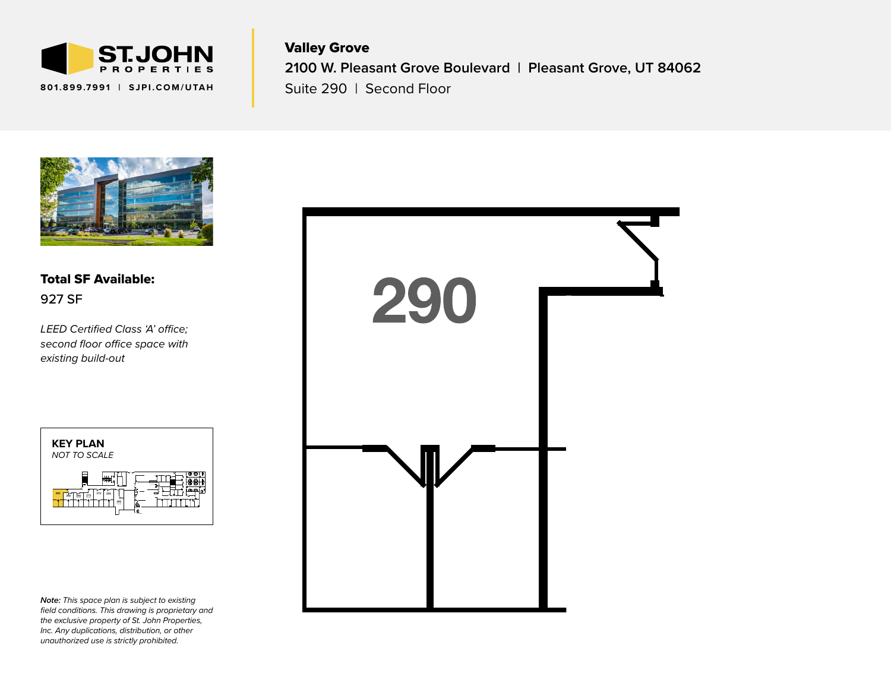ST. JOHN PROPERTIES

801.899.7991 | SJPI.COM/UTAH

# Valley Grove

**2100 W. Pleasant Grove Boulevard | Pleasant Grove, UT 84062**

Suite 290 | Second Floor

**Total SF Available:**

927 SF

*LEED Certified Class 'A' office; second floor office space with existing build-out*

**KEY PLAN**

*NOT TO SCALE*

290

***Note:** This space plan is subject to existing field conditions. This drawing is proprietary and the exclusive property of St. John Properties, Inc. Any duplications, distribution, or other unauthorized use is strictly prohibited.*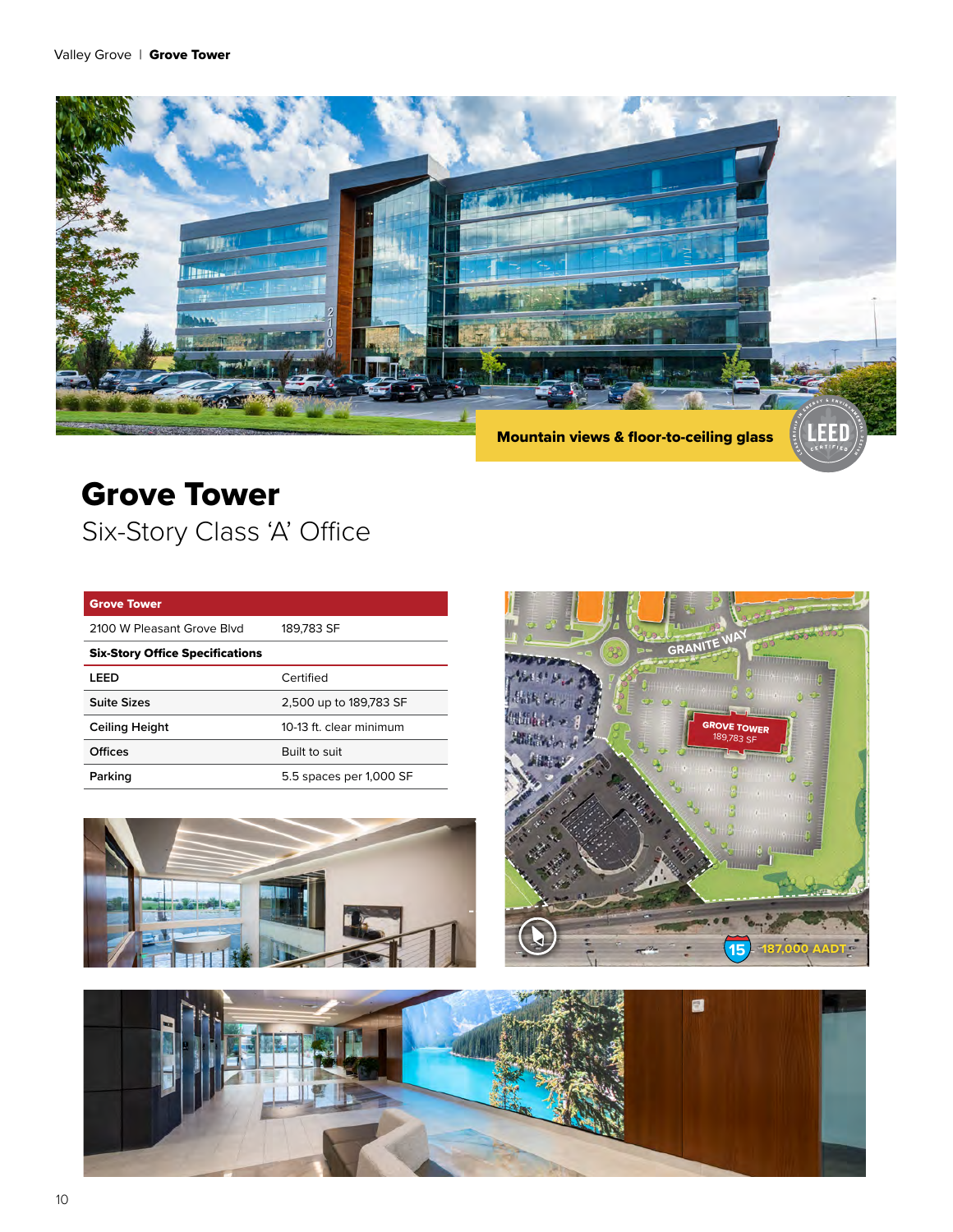Mountain views & floor-to-ceiling glass

# Grove Tower

## Six-Story Class 'A' Office

| Grove Tower | |
| --- | --- |
| 2100 W Pleasant Grove Blvd | 189,783 SF |
| **Six-Story Office Specifications** | |
| **LEED** | Certified |
| **Suite Sizes** | 2,500 up to 189,783 SF |
| **Ceiling Height** | 10-13 ft. clear minimum |
| **Offices** | Built to suit |
| **Parking** | 5.5 spaces per 1,000 SF |

GRANITE WAY

GROVE TOWER 189,783 SF

15 187,000 AADT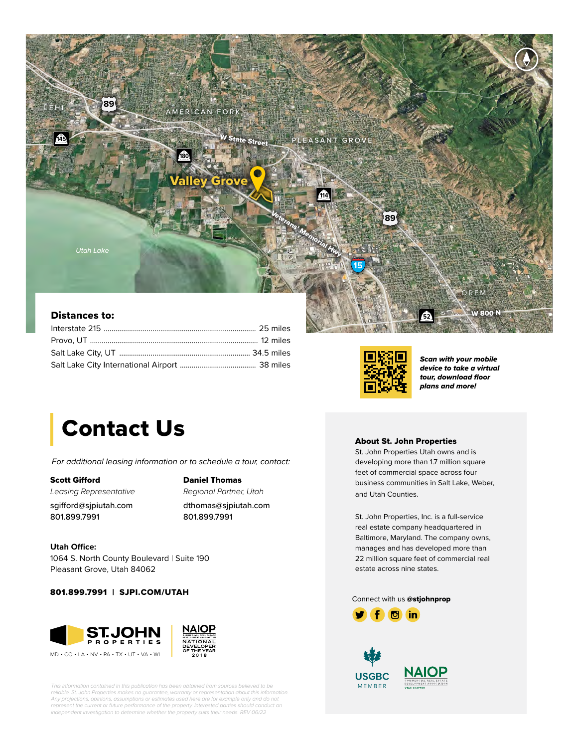LEHI

AMERICAN FORK

PLEASANT GROVE

W State Street

Valley Grove

Veterans' Memorial Hwy

Utah Lake

OREM

W 800 N

89

145

180

114

15

52

### Distances to:

| | |
|---|---|
| Interstate 215 | 25 miles |
| Provo, UT | 12 miles |
| Salt Lake City, UT | 34.5 miles |
| Salt Lake City International Airport | 38 miles |

***Scan with your mobile device to take a virtual tour, download floor plans and more!***

# Contact Us

*For additional leasing information or to schedule a tour, contact:*

**Scott Gifford**
*Leasing Representative*
sgifford@sjpiutah.com
801.899.7991

**Daniel Thomas**
*Regional Partner, Utah*
dthomas@sjpiutah.com
801.899.7991

**Utah Office:**
1064 S. North County Boulevard | Suite 190
Pleasant Grove, Utah 84062

**801.899.7991 | SJPI.COM/UTAH**

ST. JOHN PROPERTIES

MD • CO • LA • NV • PA • TX • UT • VA • WI

NAIOP NATIONAL DEVELOPER OF THE YEAR 2018

*This information contained in this publication has been obtained from sources believed to be reliable. St. John Properties makes no guarantee, warranty or representation about this information. Any projections, opinions, assumptions or estimates used here are for example only and do not represent the current or future performance of the property. Interested parties should conduct an independent investigation to determine whether the property suits their needs. REV 06/22*

**About St. John Properties**

St. John Properties Utah owns and is developing more than 1.7 million square feet of commercial space across four business communities in Salt Lake, Weber, and Utah Counties.

St. John Properties, Inc. is a full-service real estate company headquartered in Baltimore, Maryland. The company owns, manages and has developed more than 22 million square feet of commercial real estate across nine states.

Connect with us **@stjohnprop**

USGBC MEMBER

NAIOP COMMERCIAL REAL ESTATE DEVELOPMENT ASSOCIATION UTAH CHAPTER